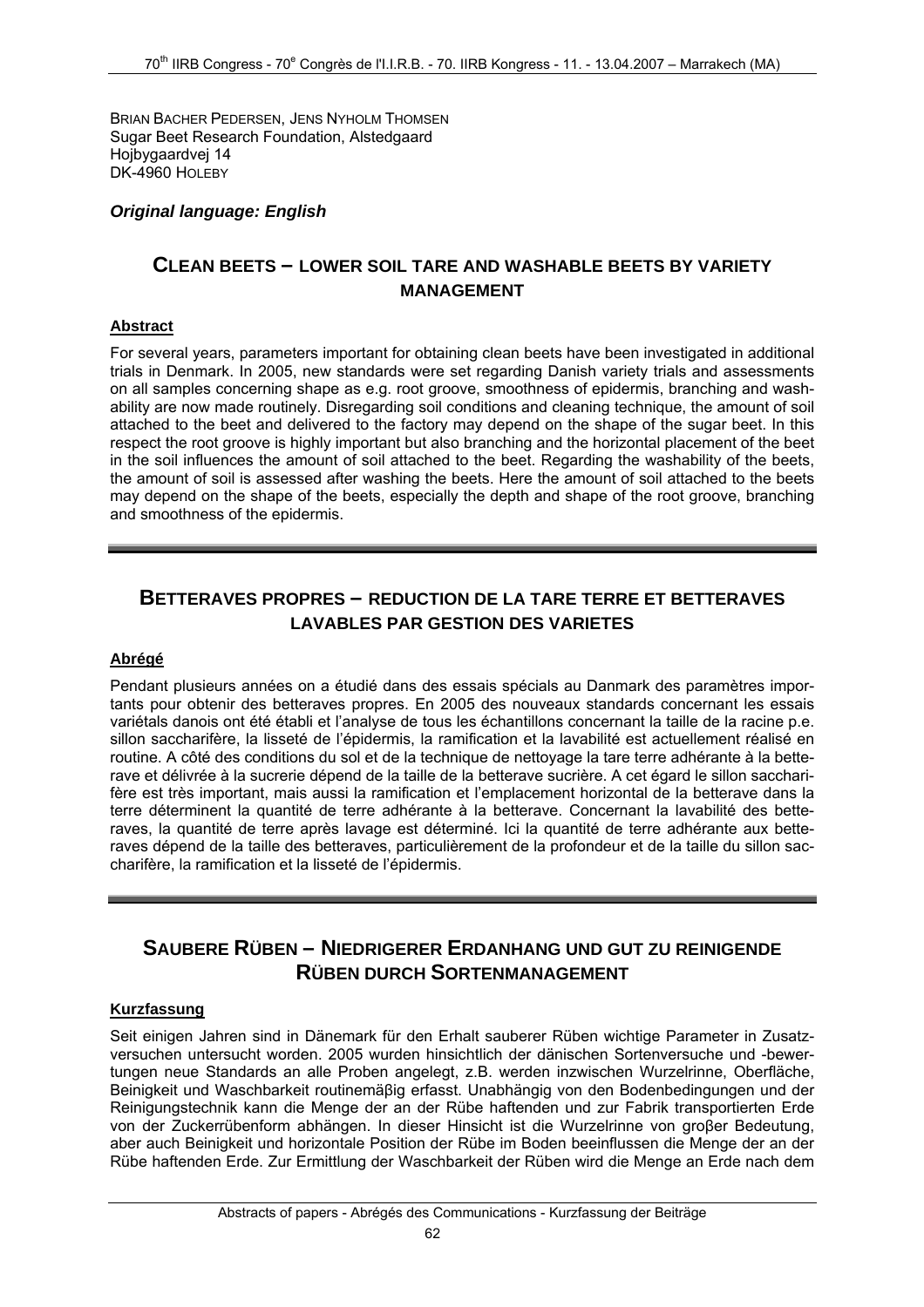BRIAN BACHER PEDERSEN, JENS NYHOLM THOMSEN
Sugar Beet Research Foundation, Alstedgaard
Hojbygaardvej 14
DK-4960 HOLEBY

***Original language: English***

## CLEAN BEETS – LOWER SOIL TARE AND WASHABLE BEETS BY VARIETY MANAGEMENT

**Abstract**

For several years, parameters important for obtaining clean beets have been investigated in additional trials in Denmark. In 2005, new standards were set regarding Danish variety trials and assessments on all samples concerning shape as e.g. root groove, smoothness of epidermis, branching and washability are now made routinely. Disregarding soil conditions and cleaning technique, the amount of soil attached to the beet and delivered to the factory may depend on the shape of the sugar beet. In this respect the root groove is highly important but also branching and the horizontal placement of the beet in the soil influences the amount of soil attached to the beet. Regarding the washability of the beets, the amount of soil is assessed after washing the beets. Here the amount of soil attached to the beets may depend on the shape of the beets, especially the depth and shape of the root groove, branching and smoothness of the epidermis.

## BETTERAVES PROPRES – REDUCTION DE LA TARE TERRE ET BETTERAVES LAVABLES PAR GESTION DES VARIETES

**Abrégé**

Pendant plusieurs années on a étudié dans des essais spécials au Danmark des paramètres importants pour obtenir des betteraves propres. En 2005 des nouveaux standards concernant les essais variétals danois ont été établi et l'analyse de tous les échantillons concernant la taille de la racine p.e. sillon saccharifère, la lisseté de l'épidermis, la ramification et la lavabilité est actuellement réalisé en routine. A côté des conditions du sol et de la technique de nettoyage la tare terre adhérante à la betterave et délivrée à la sucrerie dépend de la taille de la betterave sucrière. A cet égard le sillon saccharifère est très important, mais aussi la ramification et l'emplacement horizontal de la betterave dans la terre déterminent la quantité de terre adhérante à la betterave. Concernant la lavabilité des betteraves, la quantité de terre après lavage est déterminé. Ici la quantité de terre adhérante aux betteraves dépend de la taille des betteraves, particulièrement de la profondeur et de la taille du sillon saccharifère, la ramification et la lisseté de l'épidermis.

## SAUBERE RÜBEN – NIEDRIGERER ERDANHANG UND GUT ZU REINIGENDE RÜBEN DURCH SORTENMANAGEMENT

**Kurzfassung**

Seit einigen Jahren sind in Dänemark für den Erhalt sauberer Rüben wichtige Parameter in Zusatzversuchen untersucht worden. 2005 wurden hinsichtlich der dänischen Sortenversuche und -bewertungen neue Standards an alle Proben angelegt, z.B. werden inzwischen Wurzelrinne, Oberfläche, Beinigkeit und Waschbarkeit routinemäβig erfasst. Unabhängig von den Bodenbedingungen und der Reinigungstechnik kann die Menge der an der Rübe haftenden und zur Fabrik transportierten Erde von der Zuckerrübenform abhängen. In dieser Hinsicht ist die Wurzelrinne von groβer Bedeutung, aber auch Beinigkeit und horizontale Position der Rübe im Boden beeinflussen die Menge der an der Rübe haftenden Erde. Zur Ermittlung der Waschbarkeit der Rüben wird die Menge an Erde nach dem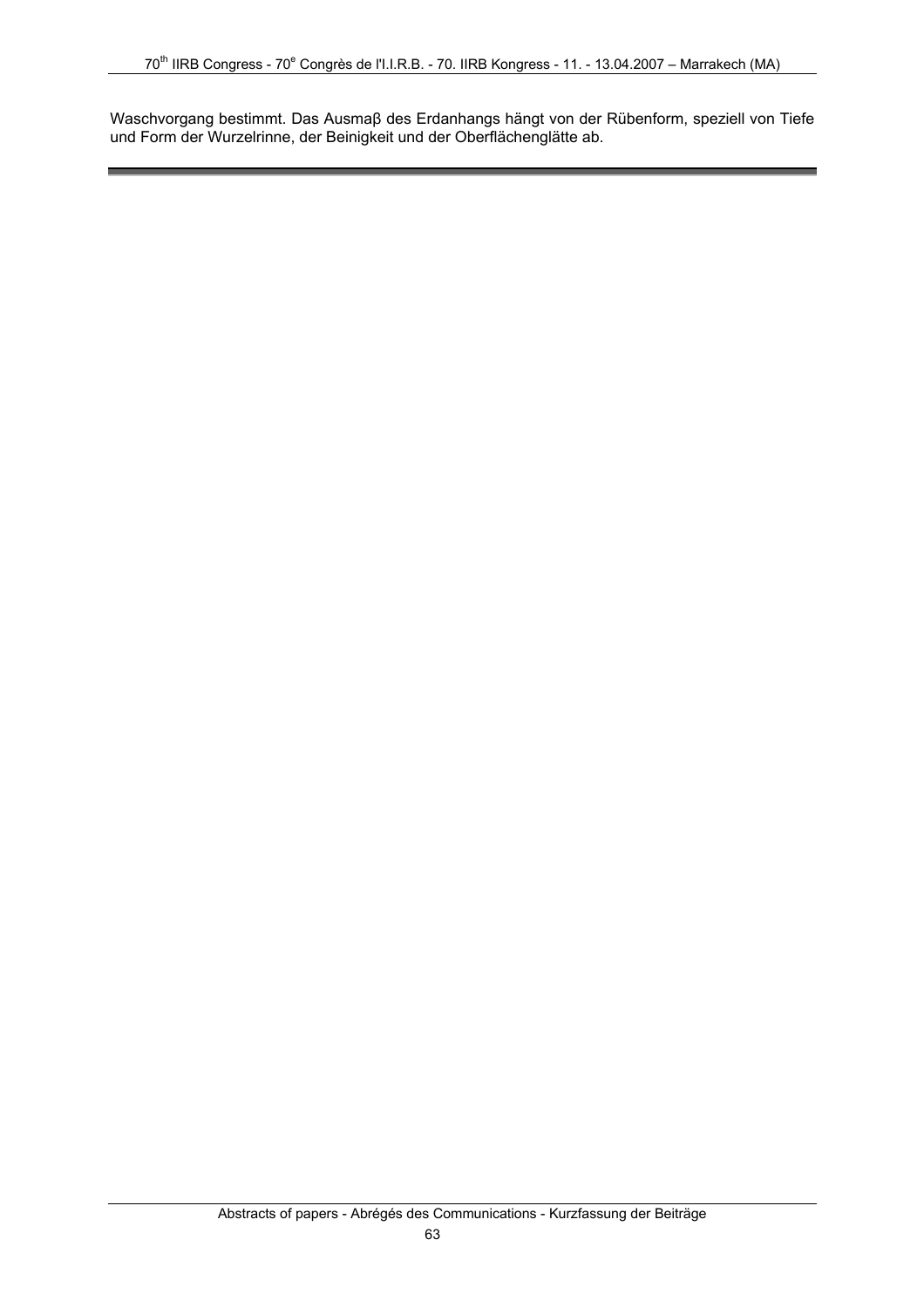Waschvorgang bestimmt. Das Ausmaβ des Erdanhangs hängt von der Rübenform, speziell von Tiefe und Form der Wurzelrinne, der Beinigkeit und der Oberflächenglätte ab.